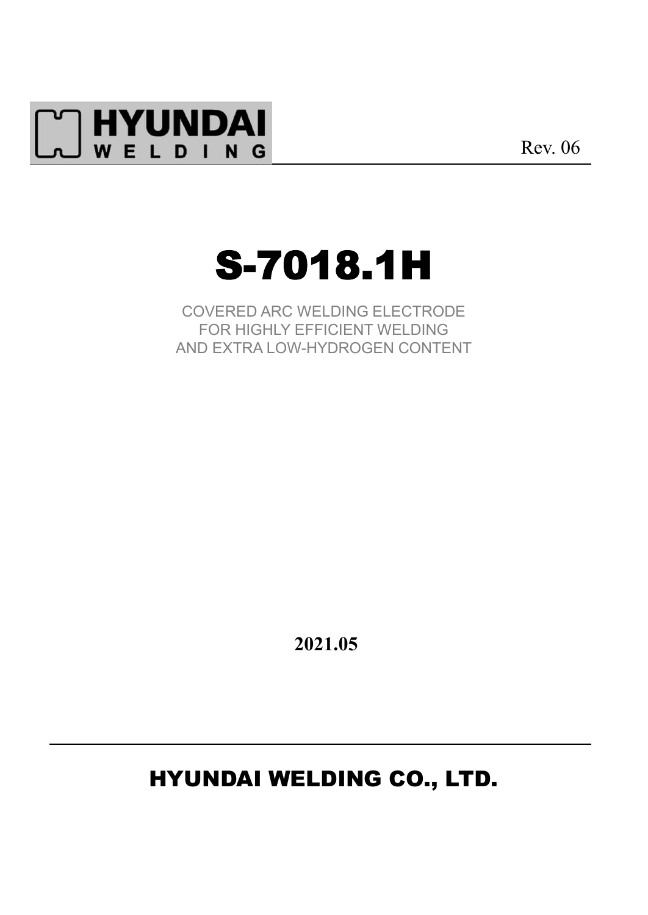HYUNDAI WELDING

Rev. 06

# S-7018.1H

COVERED ARC WELDING ELECTRODE
FOR HIGHLY EFFICIENT WELDING
AND EXTRA LOW-HYDROGEN CONTENT

**2021.05**

## HYUNDAI WELDING CO., LTD.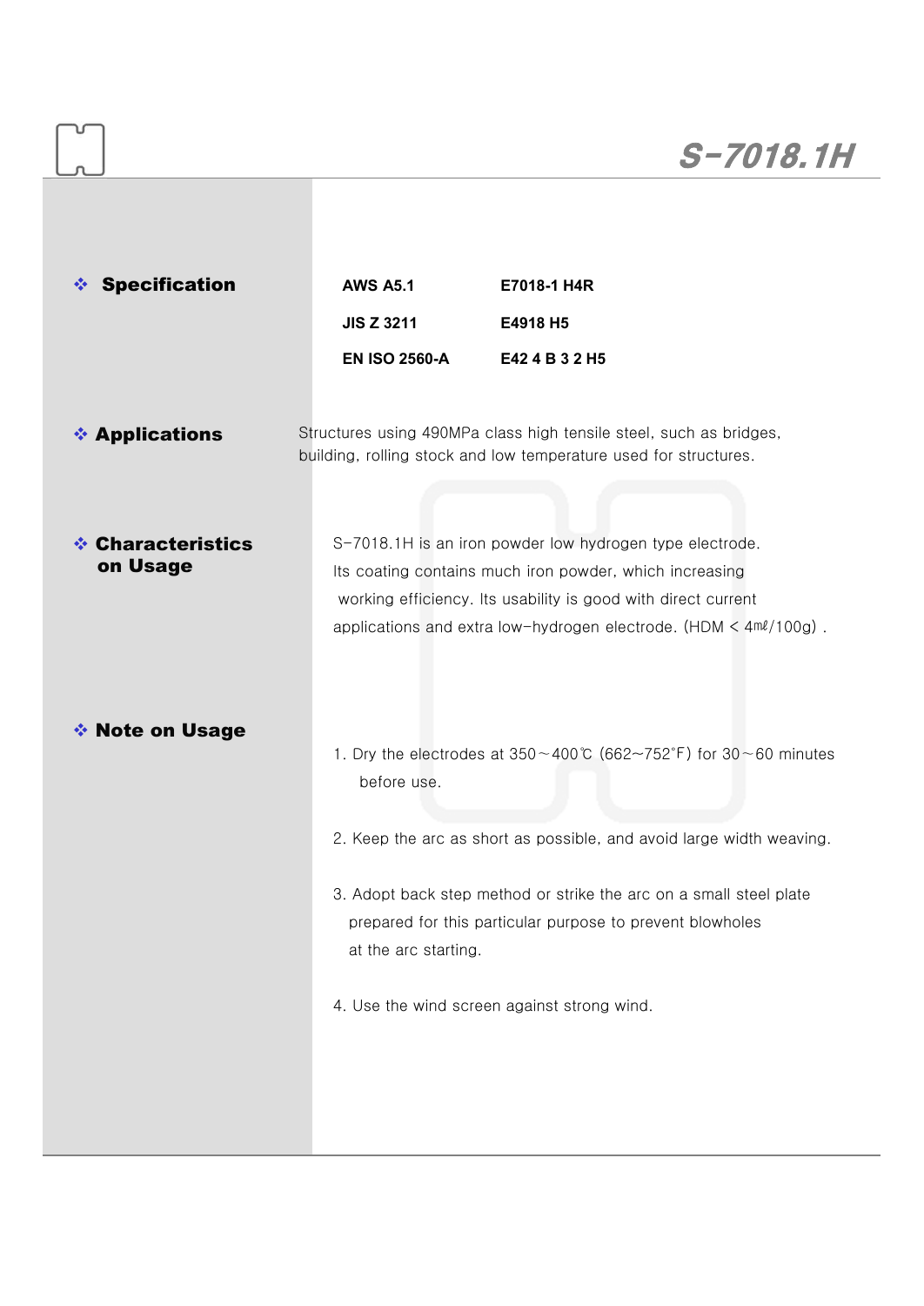# S-7018.1H

## ❖ Specification

| | |
|---|---|
| AWS A5.1 | E7018-1 H4R |
| JIS Z 3211 | E4918 H5 |
| EN ISO 2560-A | E42 4 B 3 2 H5 |

## ❖ Applications

Structures using 490MPa class high tensile steel, such as bridges, building, rolling stock and low temperature used for structures.

## ❖ Characteristics on Usage

S-7018.1H is an iron powder low hydrogen type electrode. Its coating contains much iron powder, which increasing working efficiency. Its usability is good with direct current applications and extra low-hydrogen electrode. (HDM < 4㎖/100g) .

## ❖ Note on Usage

1. Dry the electrodes at 350～400℃ (662~752°F) for 30～60 minutes before use.

2. Keep the arc as short as possible, and avoid large width weaving.

3. Adopt back step method or strike the arc on a small steel plate prepared for this particular purpose to prevent blowholes at the arc starting.

4. Use the wind screen against strong wind.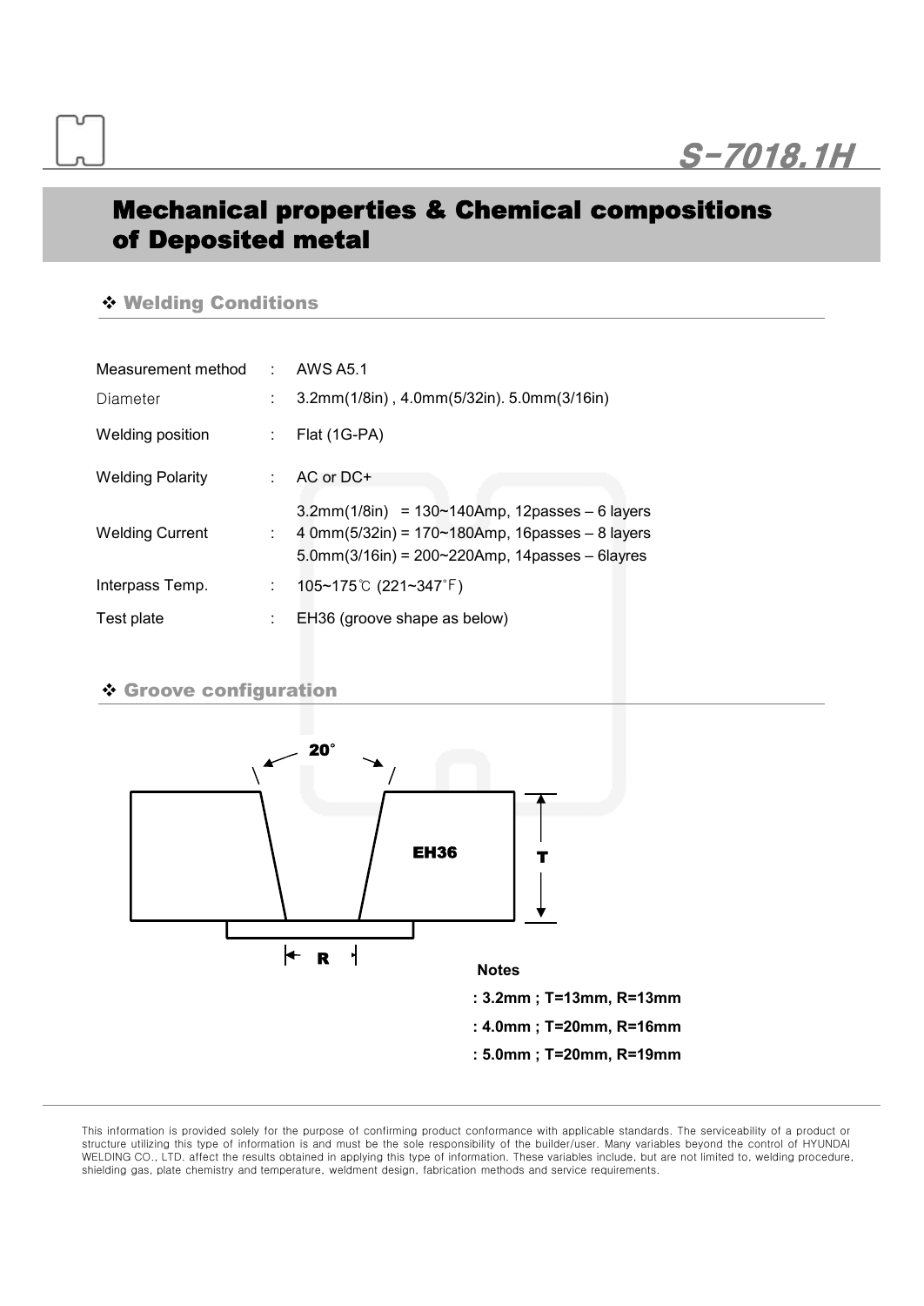# Mechanical properties & Chemical compositions of Deposited metal

## ❖ Welding Conditions

| | | |
|---|---|---|
| Measurement method | : | AWS A5.1 |
| Diameter | : | 3.2mm(1/8in) , 4.0mm(5/32in). 5.0mm(3/16in) |
| Welding position | : | Flat (1G-PA) |
| Welding Polarity | : | AC or DC+ |
| Welding Current | : | 3.2mm(1/8in) = 130~140Amp, 12passes – 6 layers<br>4 0mm(5/32in) = 170~180Amp, 16passes – 8 layers<br>5.0mm(3/16in) = 200~220Amp, 14passes – 6layres |
| Interpass Temp. | : | 105~175℃ (221~347˚F) |
| Test plate | : | EH36 (groove shape as below) |

## ❖ Groove configuration

20˚

EH36

T

R

**Notes**

**: 3.2mm ; T=13mm, R=13mm**

**: 4.0mm ; T=20mm, R=16mm**

**: 5.0mm ; T=20mm, R=19mm**

This information is provided solely for the purpose of confirming product conformance with applicable standards. The serviceability of a product or structure utilizing this type of information is and must be the sole responsibility of the builder/user. Many variables beyond the control of HYUNDAI WELDING CO., LTD. affect the results obtained in applying this type of information. These variables include, but are not limited to, welding procedure, shielding gas, plate chemistry and temperature, weldment design, fabrication methods and service requirements.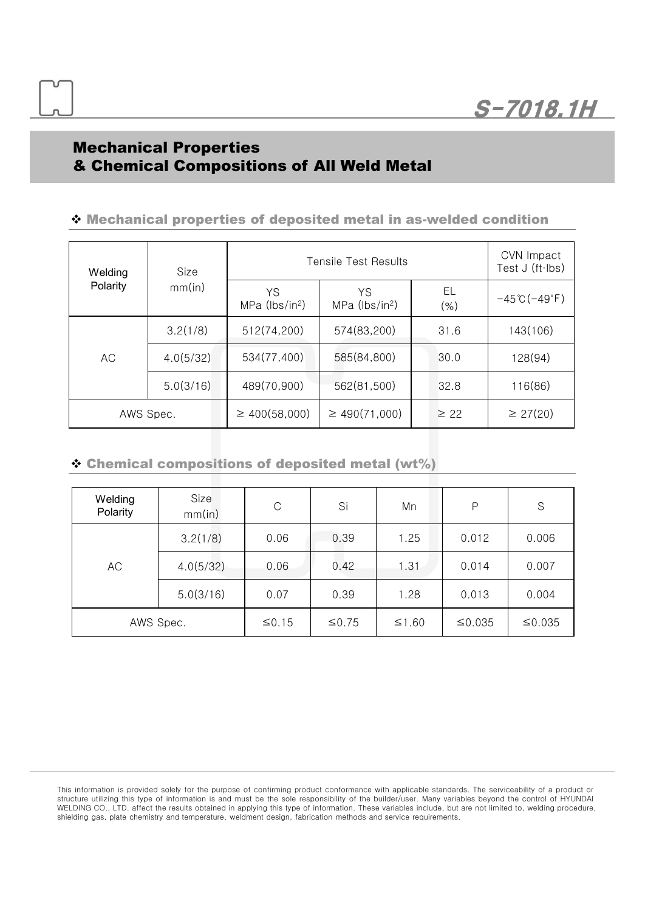S-7018.1H

## Mechanical Properties & Chemical Compositions of All Weld Metal

### ❖ Mechanical properties of deposited metal in as-welded condition

| Welding Polarity | Size mm(in) | Tensile Test Results | | | CVN Impact Test J (ft·lbs) |
|---|---|---|---|---|---|
| | | YS MPa ($lbs/in^2$) | YS MPa ($lbs/in^2$) | EL (%) | −45℃(−49°F) |
| AC | 3.2(1/8) | 512(74,200) | 574(83,200) | 31.6 | 143(106) |
| | 4.0(5/32) | 534(77,400) | 585(84,800) | 30.0 | 128(94) |
| | 5.0(3/16) | 489(70,900) | 562(81,500) | 32.8 | 116(86) |
| AWS Spec. | | ≥ 400(58,000) | ≥ 490(71,000) | ≥ 22 | ≥ 27(20) |

### ❖ Chemical compositions of deposited metal (wt%)

| Welding Polarity | Size mm(in) | C | Si | Mn | P | S |
|---|---|---|---|---|---|---|
| AC | 3.2(1/8) | 0.06 | 0.39 | 1.25 | 0.012 | 0.006 |
| | 4.0(5/32) | 0.06 | 0.42 | 1.31 | 0.014 | 0.007 |
| | 5.0(3/16) | 0.07 | 0.39 | 1.28 | 0.013 | 0.004 |
| AWS Spec. | | ≤0.15 | ≤0.75 | ≤1.60 | ≤0.035 | ≤0.035 |

This information is provided solely for the purpose of confirming product conformance with applicable standards. The serviceability of a product or structure utilizing this type of information is and must be the sole responsibility of the builder/user. Many variables beyond the control of HYUNDAI WELDING CO., LTD. affect the results obtained in applying this type of information. These variables include, but are not limited to, welding procedure, shielding gas, plate chemistry and temperature, weldment design, fabrication methods and service requirements.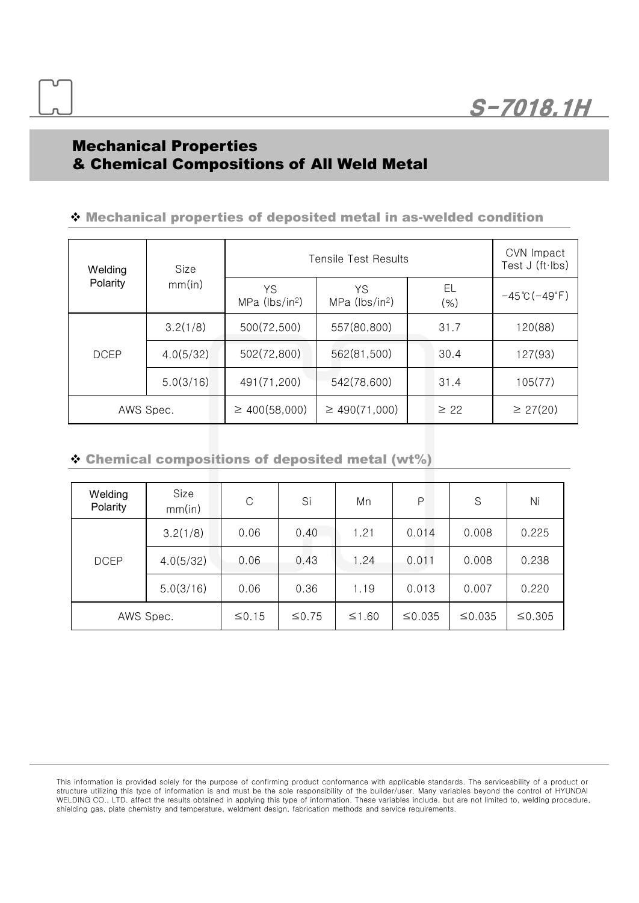## S-7018.1H

# Mechanical Properties & Chemical Compositions of All Weld Metal

### ❖ Mechanical properties of deposited metal in as-welded condition

| Welding Polarity | Size mm(in) | Tensile Test Results | | | CVN Impact Test J (ft·lbs) |
|---|---|---|---|---|---|
| | | YS MPa (lbs/in[2]) | YS MPa (lbs/in[2]) | EL (%) | −45℃(−49°F) |
| DCEP | 3.2(1/8) | 500(72,500) | 557(80,800) | 31.7 | 120(88) |
| | 4.0(5/32) | 502(72,800) | 562(81,500) | 30.4 | 127(93) |
| | 5.0(3/16) | 491(71,200) | 542(78,600) | 31.4 | 105(77) |
| AWS Spec. | | ≥ 400(58,000) | ≥ 490(71,000) | ≥ 22 | ≥ 27(20) |

### ❖ Chemical compositions of deposited metal (wt%)

| Welding Polarity | Size mm(in) | C | Si | Mn | P | S | Ni |
|---|---|---|---|---|---|---|---|
| DCEP | 3.2(1/8) | 0.06 | 0.40 | 1.21 | 0.014 | 0.008 | 0.225 |
| | 4.0(5/32) | 0.06 | 0.43 | 1.24 | 0.011 | 0.008 | 0.238 |
| | 5.0(3/16) | 0.06 | 0.36 | 1.19 | 0.013 | 0.007 | 0.220 |
| AWS Spec. | | ≤0.15 | ≤0.75 | ≤1.60 | ≤0.035 | ≤0.035 | ≤0.305 |

This information is provided solely for the purpose of confirming product conformance with applicable standards. The serviceability of a product or structure utilizing this type of information is and must be the sole responsibility of the builder/user. Many variables beyond the control of HYUNDAI WELDING CO., LTD. affect the results obtained in applying this type of information. These variables include, but are not limited to, welding procedure, shielding gas, plate chemistry and temperature, weldment design, fabrication methods and service requirements.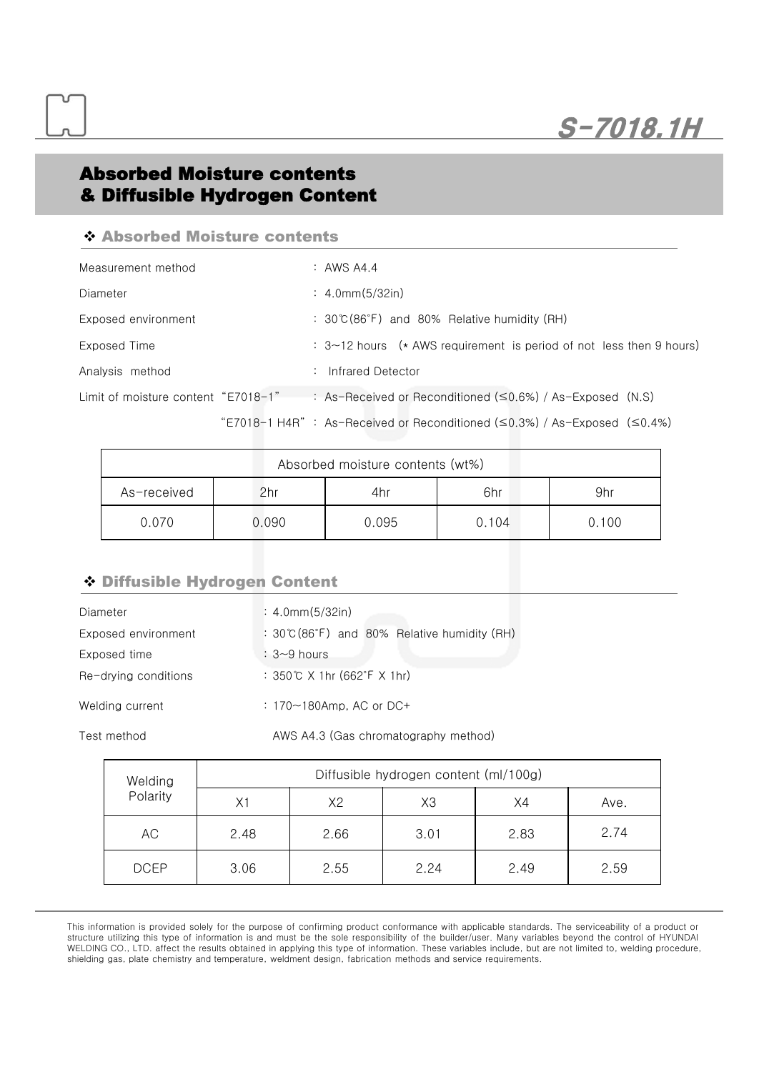## Absorbed Moisture contents & Diffusible Hydrogen Content

### ❖ Absorbed Moisture contents

Measurement method : AWS A4.4

Diameter : 4.0mm(5/32in)

Exposed environment : 30℃(86°F) and 80% Relative humidity (RH)

Exposed Time : 3~12 hours (* AWS requirement is period of not less then 9 hours)

Analysis method : Infrared Detector

Limit of moisture content "E7018-1" : As-Received or Reconditioned (≤0.6%) / As-Exposed (N.S)

"E7018-1 H4R" : As-Received or Reconditioned (≤0.3%) / As-Exposed (≤0.4%)

| Absorbed moisture contents (wt%) | | | | |
|---|---|---|---|---|
| As-received | 2hr | 4hr | 6hr | 9hr |
| 0.070 | 0.090 | 0.095 | 0.104 | 0.100 |

### ❖ Diffusible Hydrogen Content

Diameter : 4.0mm(5/32in)

Exposed environment : 30℃(86°F) and 80% Relative humidity (RH)

Exposed time : 3~9 hours

Re-drying conditions : 350℃ X 1hr (662°F X 1hr)

Welding current : 170~180Amp, AC or DC+

Test method AWS A4.3 (Gas chromatography method)

| Welding Polarity | Diffusible hydrogen content (ml/100g) | | | | |
|---|---|---|---|---|---|
| | X1 | X2 | X3 | X4 | Ave. |
| AC | 2.48 | 2.66 | 3.01 | 2.83 | 2.74 |
| DCEP | 3.06 | 2.55 | 2.24 | 2.49 | 2.59 |

This information is provided solely for the purpose of confirming product conformance with applicable standards. The serviceability of a product or structure utilizing this type of information is and must be the sole responsibility of the builder/user. Many variables beyond the control of HYUNDAI WELDING CO., LTD. affect the results obtained in applying this type of information. These variables include, but are not limited to, welding procedure, shielding gas, plate chemistry and temperature, weldment design, fabrication methods and service requirements.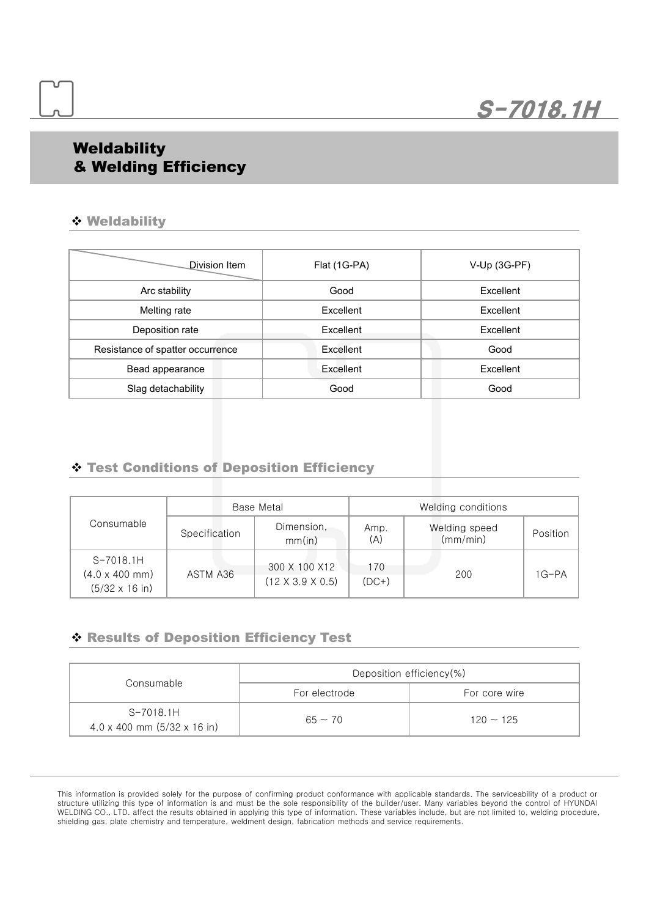# Weldability & Welding Efficiency

## ❖ Weldability

| Division Item | Flat (1G-PA) | V-Up (3G-PF) |
|---|---|---|
| Arc stability | Good | Excellent |
| Melting rate | Excellent | Excellent |
| Deposition rate | Excellent | Excellent |
| Resistance of spatter occurrence | Excellent | Good |
| Bead appearance | Excellent | Excellent |
| Slag detachability | Good | Good |

## ❖ Test Conditions of Deposition Efficiency

| Consumable | Base Metal | | Welding conditions | | |
|---|---|---|---|---|---|
| | Specification | Dimension, mm(in) | Amp. (A) | Welding speed (mm/min) | Position |
| S-7018.1H (4.0 x 400 mm) (5/32 x 16 in) | ASTM A36 | 300 X 100 X12 (12 X 3.9 X 0.5) | 170 (DC+) | 200 | 1G-PA |

## ❖ Results of Deposition Efficiency Test

| Consumable | Deposition efficiency(%) | |
|---|---|---|
| | For electrode | For core wire |
| S-7018.1H 4.0 x 400 mm (5/32 x 16 in) | 65 ~ 70 | 120 ~ 125 |

This information is provided solely for the purpose of confirming product conformance with applicable standards. The serviceability of a product or structure utilizing this type of information is and must be the sole responsibility of the builder/user. Many variables beyond the control of HYUNDAI WELDING CO., LTD. affect the results obtained in applying this type of information. These variables include, but are not limited to, welding procedure, shielding gas, plate chemistry and temperature, weldment design, fabrication methods and service requirements.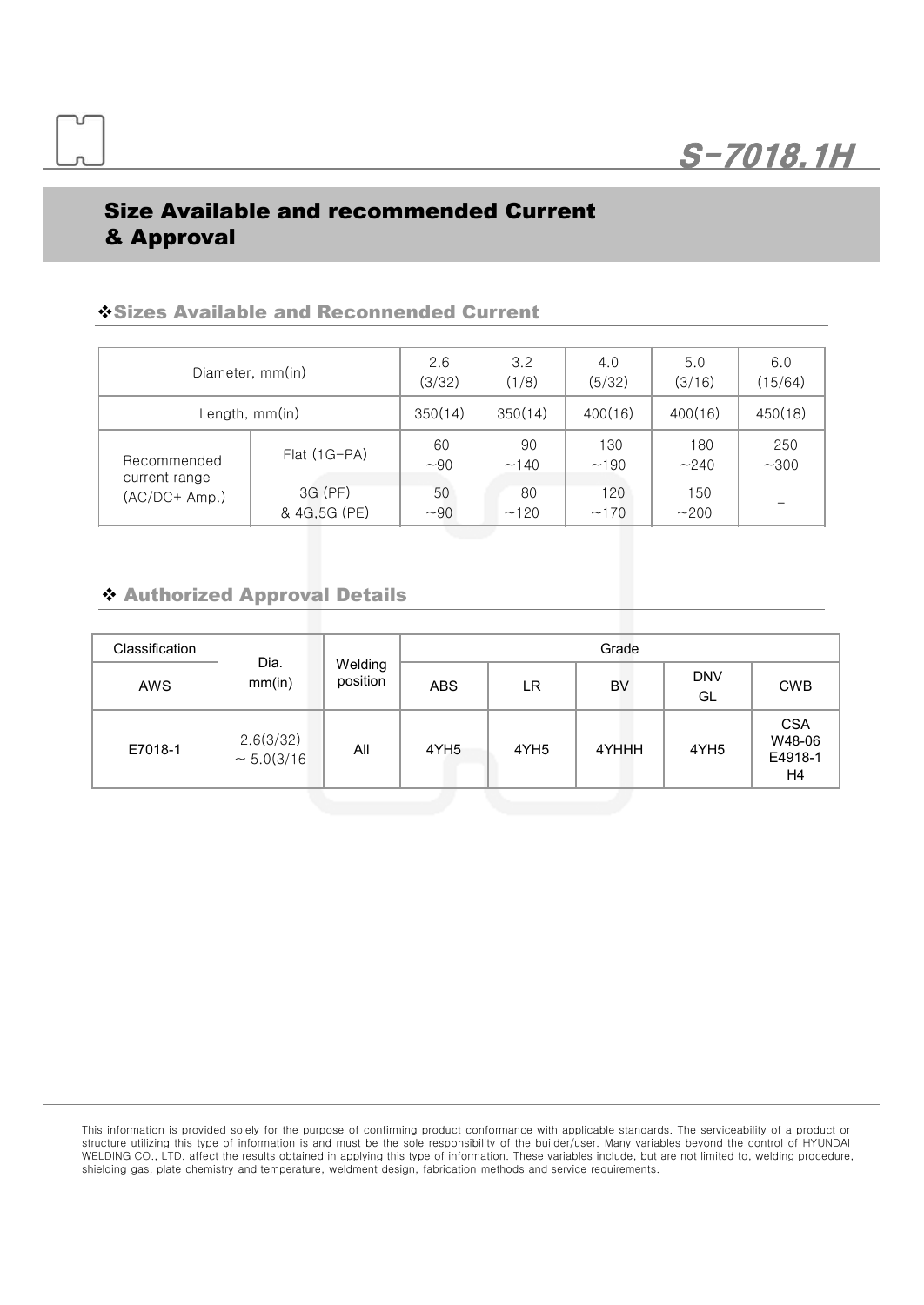# S-7018.1H

## Size Available and recommended Current & Approval

### ❖Sizes Available and Reconnended Current

| Diameter, mm(in) | | 2.6 (3/32) | 3.2 (1/8) | 4.0 (5/32) | 5.0 (3/16) | 6.0 (15/64) |
|---|---|---|---|---|---|---|
| Length, mm(in) | | 350(14) | 350(14) | 400(16) | 400(16) | 450(18) |
| Recommended current range (AC/DC+ Amp.) | Flat (1G-PA) | 60 ~90 | 90 ~140 | 130 ~190 | 180 ~240 | 250 ~300 |
| | 3G (PF) & 4G,5G (PE) | 50 ~90 | 80 ~120 | 120 ~170 | 150 ~200 | – |

### ❖ Authorized Approval Details

| Classification | Dia. mm(in) | Welding position | Grade | | | | |
|---|---|---|---|---|---|---|---|
| AWS | | | ABS | LR | BV | DNV GL | CWB |
| E7018-1 | 2.6(3/32) ~ 5.0(3/16 | All | 4YH5 | 4YH5 | 4YHHH | 4YH5 | CSA W48-06 E4918-1 H4 |

This information is provided solely for the purpose of confirming product conformance with applicable standards. The serviceability of a product or structure utilizing this type of information is and must be the sole responsibility of the builder/user. Many variables beyond the control of HYUNDAI WELDING CO., LTD. affect the results obtained in applying this type of information. These variables include, but are not limited to, welding procedure, shielding gas, plate chemistry and temperature, weldment design, fabrication methods and service requirements.